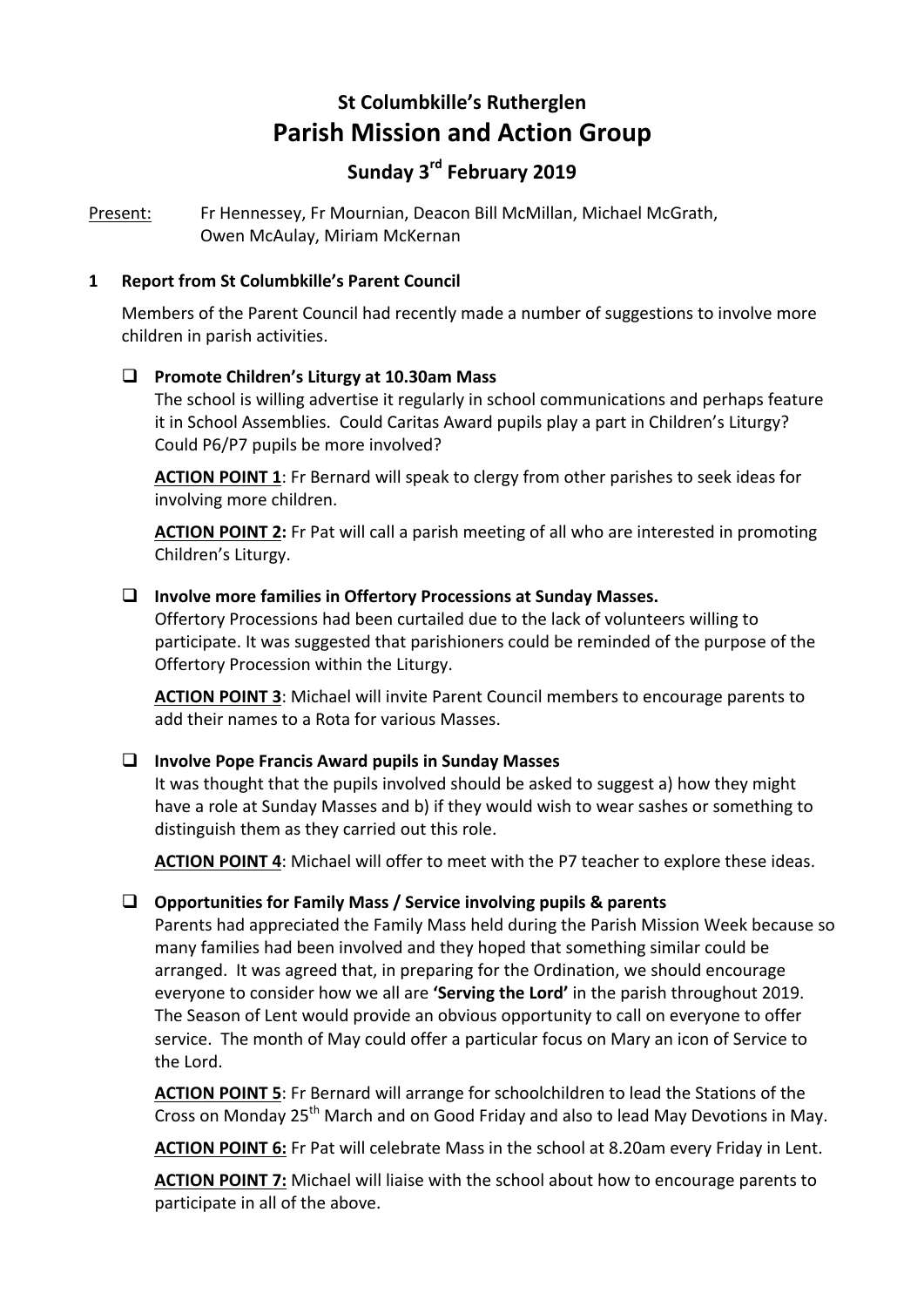# St Columbkille's Rutherglen
# Parish Mission and Action Group
## Sunday 3rd February 2019

Present: Fr Hennessey, Fr Mournian, Deacon Bill McMillan, Michael McGrath, Owen McAulay, Miriam McKernan

### 1 Report from St Columbkille's Parent Council

Members of the Parent Council had recently made a number of suggestions to involve more children in parish activities.

- **Promote Children's Liturgy at 10.30am Mass**
  The school is willing advertise it regularly in school communications and perhaps feature it in School Assemblies. Could Caritas Award pupils play a part in Children's Liturgy? Could P6/P7 pupils be more involved?

  **ACTION POINT 1**: Fr Bernard will speak to clergy from other parishes to seek ideas for involving more children.

  **ACTION POINT 2:** Fr Pat will call a parish meeting of all who are interested in promoting Children's Liturgy.

- **Involve more families in Offertory Processions at Sunday Masses.**
  Offertory Processions had been curtailed due to the lack of volunteers willing to participate. It was suggested that parishioners could be reminded of the purpose of the Offertory Procession within the Liturgy.

  **ACTION POINT 3**: Michael will invite Parent Council members to encourage parents to add their names to a Rota for various Masses.

- **Involve Pope Francis Award pupils in Sunday Masses**
  It was thought that the pupils involved should be asked to suggest a) how they might have a role at Sunday Masses and b) if they would wish to wear sashes or something to distinguish them as they carried out this role.

  **ACTION POINT 4**: Michael will offer to meet with the P7 teacher to explore these ideas.

- **Opportunities for Family Mass / Service involving pupils & parents**
  Parents had appreciated the Family Mass held during the Parish Mission Week because so many families had been involved and they hoped that something similar could be arranged. It was agreed that, in preparing for the Ordination, we should encourage everyone to consider how we all are **'Serving the Lord'** in the parish throughout 2019. The Season of Lent would provide an obvious opportunity to call on everyone to offer service. The month of May could offer a particular focus on Mary an icon of Service to the Lord.

  **ACTION POINT 5**: Fr Bernard will arrange for schoolchildren to lead the Stations of the Cross on Monday 25th March and on Good Friday and also to lead May Devotions in May.

  **ACTION POINT 6:** Fr Pat will celebrate Mass in the school at 8.20am every Friday in Lent.

  **ACTION POINT 7:** Michael will liaise with the school about how to encourage parents to participate in all of the above.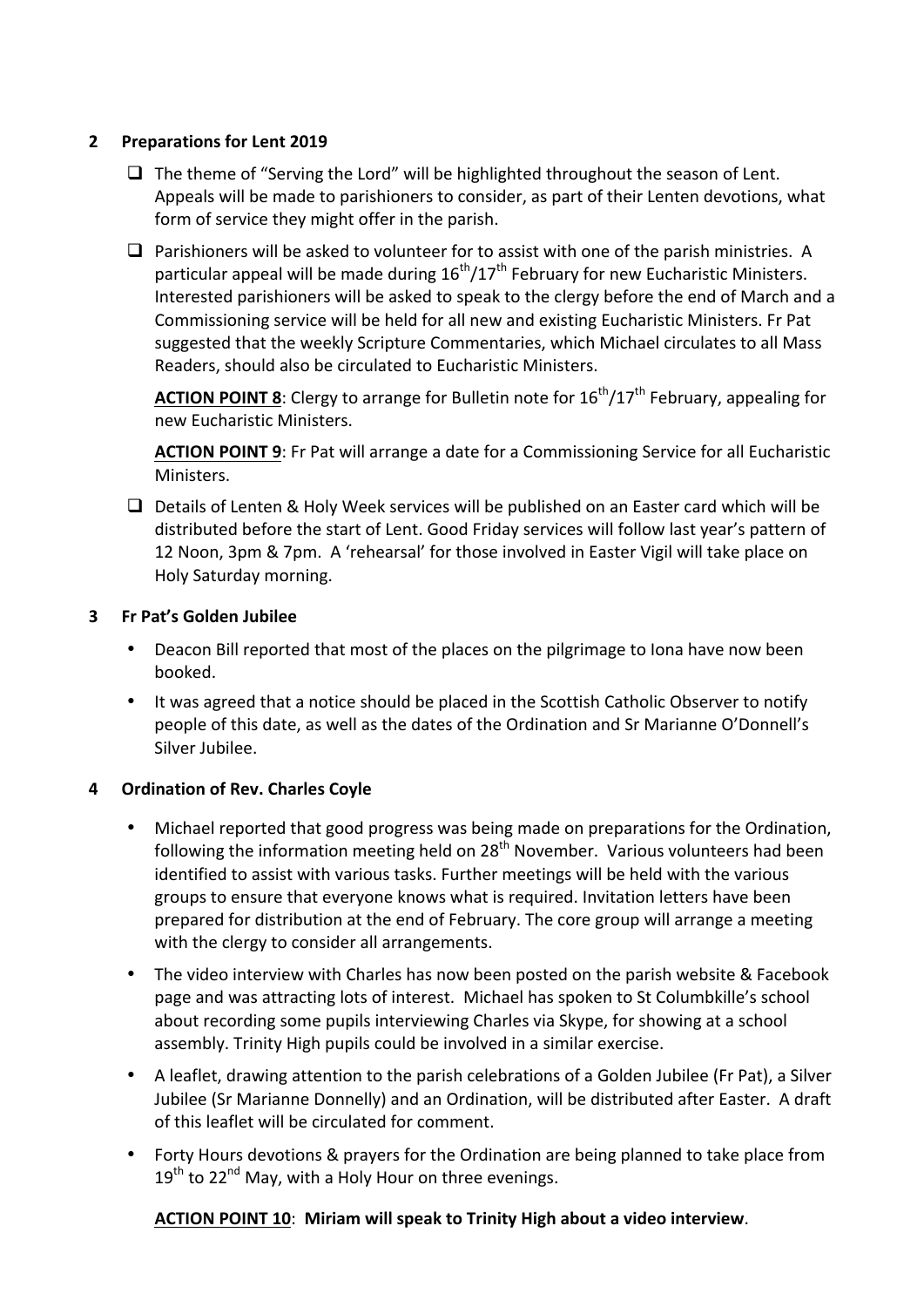## 2 Preparations for Lent 2019

- The theme of "Serving the Lord" will be highlighted throughout the season of Lent. Appeals will be made to parishioners to consider, as part of their Lenten devotions, what form of service they might offer in the parish.

- Parishioners will be asked to volunteer for to assist with one of the parish ministries. A particular appeal will be made during 16th/17th February for new Eucharistic Ministers. Interested parishioners will be asked to speak to the clergy before the end of March and a Commissioning service will be held for all new and existing Eucharistic Ministers. Fr Pat suggested that the weekly Scripture Commentaries, which Michael circulates to all Mass Readers, should also be circulated to Eucharistic Ministers.

  **ACTION POINT 8**: Clergy to arrange for Bulletin note for 16th/17th February, appealing for new Eucharistic Ministers.

  **ACTION POINT 9**: Fr Pat will arrange a date for a Commissioning Service for all Eucharistic Ministers.

- Details of Lenten & Holy Week services will be published on an Easter card which will be distributed before the start of Lent. Good Friday services will follow last year's pattern of 12 Noon, 3pm & 7pm. A 'rehearsal' for those involved in Easter Vigil will take place on Holy Saturday morning.

## 3 Fr Pat's Golden Jubilee

- Deacon Bill reported that most of the places on the pilgrimage to Iona have now been booked.
- It was agreed that a notice should be placed in the Scottish Catholic Observer to notify people of this date, as well as the dates of the Ordination and Sr Marianne O'Donnell's Silver Jubilee.

## 4 Ordination of Rev. Charles Coyle

- Michael reported that good progress was being made on preparations for the Ordination, following the information meeting held on 28th November. Various volunteers had been identified to assist with various tasks. Further meetings will be held with the various groups to ensure that everyone knows what is required. Invitation letters have been prepared for distribution at the end of February. The core group will arrange a meeting with the clergy to consider all arrangements.
- The video interview with Charles has now been posted on the parish website & Facebook page and was attracting lots of interest. Michael has spoken to St Columbkille's school about recording some pupils interviewing Charles via Skype, for showing at a school assembly. Trinity High pupils could be involved in a similar exercise.
- A leaflet, drawing attention to the parish celebrations of a Golden Jubilee (Fr Pat), a Silver Jubilee (Sr Marianne Donnelly) and an Ordination, will be distributed after Easter. A draft of this leaflet will be circulated for comment.
- Forty Hours devotions & prayers for the Ordination are being planned to take place from 19th to 22nd May, with a Holy Hour on three evenings.

  **ACTION POINT 10: Miriam will speak to Trinity High about a video interview.**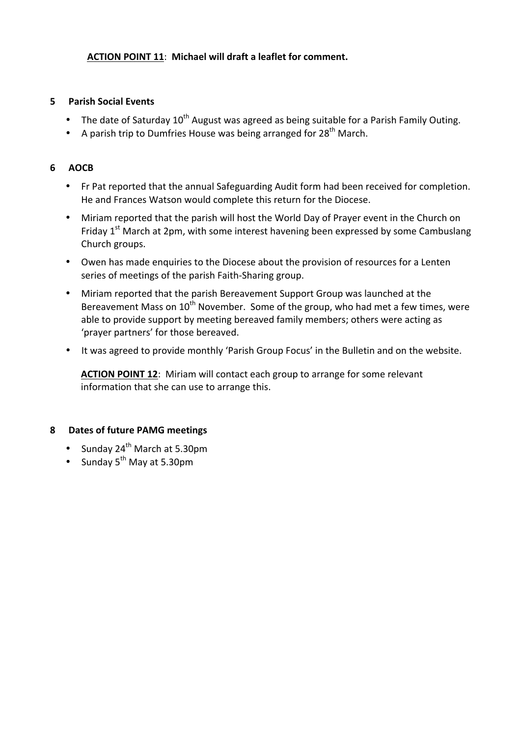**ACTION POINT 11**: **Michael will draft a leaflet for comment.**

## 5 Parish Social Events

- The date of Saturday 10th August was agreed as being suitable for a Parish Family Outing.
- A parish trip to Dumfries House was being arranged for 28th March.

## 6 AOCB

- Fr Pat reported that the annual Safeguarding Audit form had been received for completion. He and Frances Watson would complete this return for the Diocese.
- Miriam reported that the parish will host the World Day of Prayer event in the Church on Friday 1st March at 2pm, with some interest havening been expressed by some Cambuslang Church groups.
- Owen has made enquiries to the Diocese about the provision of resources for a Lenten series of meetings of the parish Faith-Sharing group.
- Miriam reported that the parish Bereavement Support Group was launched at the Bereavement Mass on 10th November. Some of the group, who had met a few times, were able to provide support by meeting bereaved family members; others were acting as 'prayer partners' for those bereaved.
- It was agreed to provide monthly 'Parish Group Focus' in the Bulletin and on the website.

**ACTION POINT 12**: Miriam will contact each group to arrange for some relevant information that she can use to arrange this.

## 8 Dates of future PAMG meetings

- Sunday 24th March at 5.30pm
- Sunday 5th May at 5.30pm